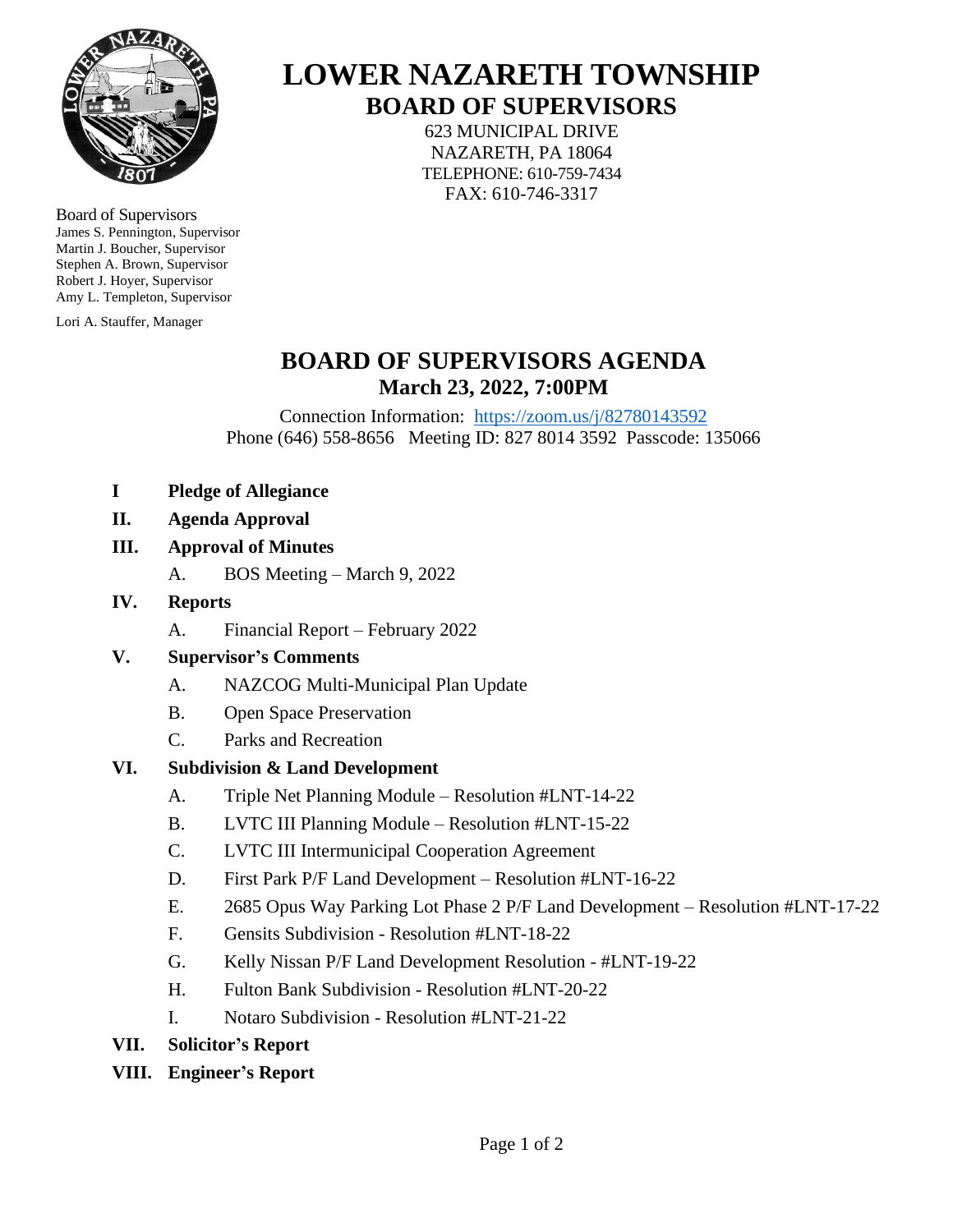# LOWER NAZARETH TOWNSHIP

## BOARD OF SUPERVISORS

623 MUNICIPAL DRIVE
NAZARETH, PA 18064
TELEPHONE: 610-759-7434
FAX: 610-746-3317

Board of Supervisors
James S. Pennington, Supervisor
Martin J. Boucher, Supervisor
Stephen A. Brown, Supervisor
Robert J. Hoyer, Supervisor
Amy L. Templeton, Supervisor

Lori A. Stauffer, Manager

## BOARD OF SUPERVISORS AGENDA

### March 23, 2022, 7:00PM

Connection Information: [https://zoom.us/j/82780143592](https://zoom.us/j/82780143592)
Phone (646) 558-8656 Meeting ID: 827 8014 3592 Passcode: 135066

**I Pledge of Allegiance**

**II. Agenda Approval**

**III. Approval of Minutes**

- A. BOS Meeting – March 9, 2022

**IV. Reports**

- A. Financial Report – February 2022

**V. Supervisor's Comments**

- A. NAZCOG Multi-Municipal Plan Update
- B. Open Space Preservation
- C. Parks and Recreation

**VI. Subdivision & Land Development**

- A. Triple Net Planning Module – Resolution #LNT-14-22
- B. LVTC III Planning Module – Resolution #LNT-15-22
- C. LVTC III Intermunicipal Cooperation Agreement
- D. First Park P/F Land Development – Resolution #LNT-16-22
- E. 2685 Opus Way Parking Lot Phase 2 P/F Land Development – Resolution #LNT-17-22
- F. Gensits Subdivision - Resolution #LNT-18-22
- G. Kelly Nissan P/F Land Development Resolution - #LNT-19-22
- H. Fulton Bank Subdivision - Resolution #LNT-20-22
- I. Notaro Subdivision - Resolution #LNT-21-22

**VII. Solicitor's Report**

**VIII. Engineer's Report**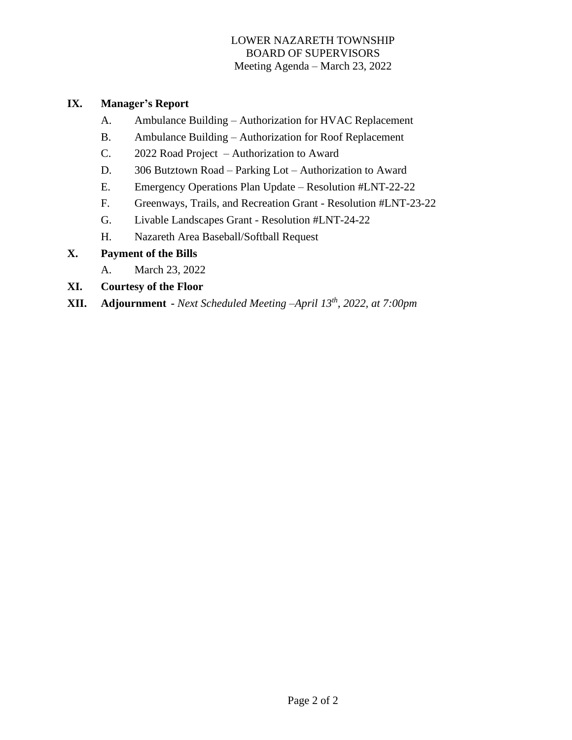LOWER NAZARETH TOWNSHIP
BOARD OF SUPERVISORS
Meeting Agenda – March 23, 2022

**IX. Manager's Report**

- A. Ambulance Building – Authorization for HVAC Replacement
- B. Ambulance Building – Authorization for Roof Replacement
- C. 2022 Road Project – Authorization to Award
- D. 306 Butztown Road – Parking Lot – Authorization to Award
- E. Emergency Operations Plan Update – Resolution #LNT-22-22
- F. Greenways, Trails, and Recreation Grant - Resolution #LNT-23-22
- G. Livable Landscapes Grant - Resolution #LNT-24-22
- H. Nazareth Area Baseball/Softball Request

**X. Payment of the Bills**

- A. March 23, 2022

**XI. Courtesy of the Floor**

**XII. Adjournment** - *Next Scheduled Meeting –April 13th, 2022, at 7:00pm*